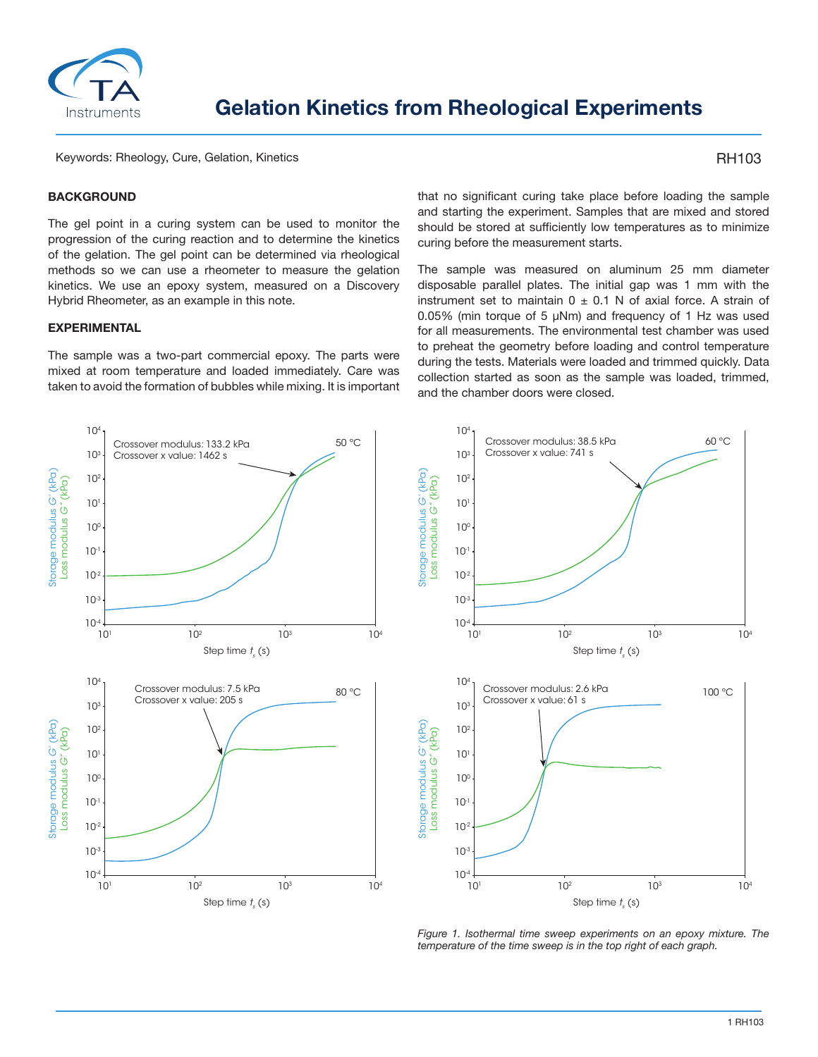# Gelation Kinetics from Rheological Experiments

Keywords: Rheology, Cure, Gelation, Kinetics

RH103

## BACKGROUND

The gel point in a curing system can be used to monitor the progression of the curing reaction and to determine the kinetics of the gelation. The gel point can be determined via rheological methods so we can use a rheometer to measure the gelation kinetics. We use an epoxy system, measured on a Discovery Hybrid Rheometer, as an example in this note.

## EXPERIMENTAL

The sample was a two-part commercial epoxy. The parts were mixed at room temperature and loaded immediately. Care was taken to avoid the formation of bubbles while mixing. It is important that no significant curing take place before loading the sample and starting the experiment. Samples that are mixed and stored should be stored at sufficiently low temperatures as to minimize curing before the measurement starts.

The sample was measured on aluminum 25 mm diameter disposable parallel plates. The initial gap was 1 mm with the instrument set to maintain 0 ± 0.1 N of axial force. A strain of 0.05% (min torque of 5 μNm) and frequency of 1 Hz was used for all measurements. The environmental test chamber was used to preheat the geometry before loading and control temperature during the tests. Materials were loaded and trimmed quickly. Data collection started as soon as the sample was loaded, trimmed, and the chamber doors were closed.

*Figure 1. Isothermal time sweep experiments on an epoxy mixture. The temperature of the time sweep is in the top right of each graph.*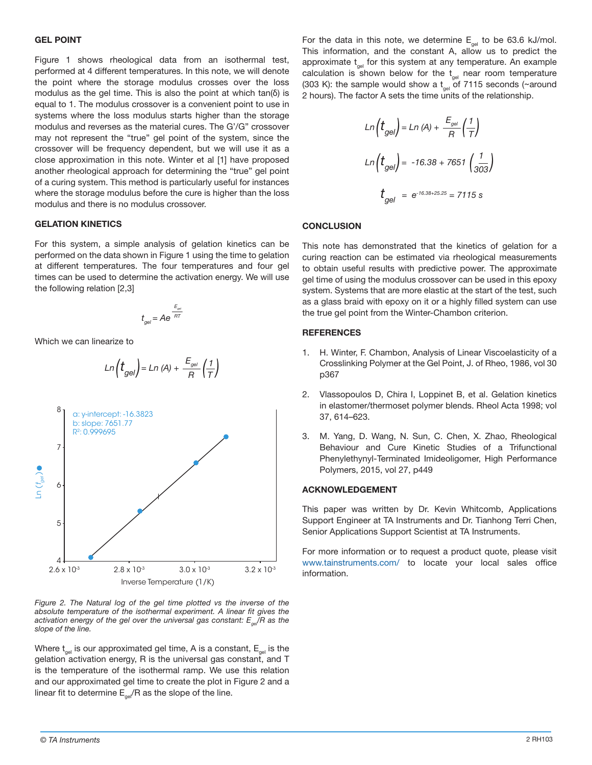## GEL POINT

Figure 1 shows rheological data from an isothermal test, performed at 4 different temperatures. In this note, we will denote the point where the storage modulus crosses over the loss modulus as the gel time. This is also the point at which tan(δ) is equal to 1. The modulus crossover is a convenient point to use in systems where the loss modulus starts higher than the storage modulus and reverses as the material cures. The G'/G" crossover may not represent the "true" gel point of the system, since the crossover will be frequency dependent, but we will use it as a close approximation in this note. Winter et al [1] have proposed another rheological approach for determining the "true" gel point of a curing system. This method is particularly useful for instances where the storage modulus before the cure is higher than the loss modulus and there is no modulus crossover.

## GELATION KINETICS

For this system, a simple analysis of gelation kinetics can be performed on the data shown in Figure 1 using the time to gelation at different temperatures. The four temperatures and four gel times can be used to determine the activation energy. We will use the following relation [2,3]

$$t_{gel} = Ae^{\frac{E_{gel}}{RT}}$$

Which we can linearize to

$$Ln\left(t_{gel}\right) = Ln\,(A) + \frac{E_{gel}}{R}\left(\frac{1}{T}\right)$$

a: y-intercept: -16.3823
b: slope: 7651.77
R²: 0.999695

Ln ($t_{gel}$)

8
7
6
5
4

2.6 x 10⁻³
2.8 x 10⁻³
3.0 x 10⁻³
3.2 x 10⁻³

Inverse Temperature (1/K)

*Figure 2. The Natural log of the gel time plotted vs the inverse of the absolute temperature of the isothermal experiment. A linear fit gives the activation energy of the gel over the universal gas constant: $E_{gel}/R$ as the slope of the line.*

Where $t_{gel}$ is our approximated gel time, A is a constant, $E_{gel}$ is the gelation activation energy, R is the universal gas constant, and T is the temperature of the isothermal ramp. We use this relation and our approximated gel time to create the plot in Figure 2 and a linear fit to determine $E_{gel}/R$ as the slope of the line.

For the data in this note, we determine $E_{gel}$ to be 63.6 kJ/mol. This information, and the constant A, allow us to predict the approximate $t_{gel}$ for this system at any temperature. An example calculation is shown below for the $t_{gel}$ near room temperature (303 K): the sample would show a $t_{gel}$ of 7115 seconds (~around 2 hours). The factor A sets the time units of the relationship.

$$Ln\left(t_{gel}\right) = Ln\,(A) + \frac{E_{gel}}{R}\left(\frac{1}{T}\right)$$

$$Ln\left(t_{gel}\right) = -16.38 + 7651\left(\frac{1}{303}\right)$$

$$t_{gel} = e^{-16.38+25.25} = 7115\text{ s}$$

## CONCLUSION

This note has demonstrated that the kinetics of gelation for a curing reaction can be estimated via rheological measurements to obtain useful results with predictive power. The approximate gel time of using the modulus crossover can be used in this epoxy system. Systems that are more elastic at the start of the test, such as a glass braid with epoxy on it or a highly filled system can use the true gel point from the Winter-Chambon criterion.

## REFERENCES

1. H. Winter, F. Chambon, Analysis of Linear Viscoelasticity of a Crosslinking Polymer at the Gel Point, J. of Rheo, 1986, vol 30 p367
2. Vlassopoulos D, Chira I, Loppinet B, et al. Gelation kinetics in elastomer/thermoset polymer blends. Rheol Acta 1998; vol 37, 614–623.
3. M. Yang, D. Wang, N. Sun, C. Chen, X. Zhao, Rheological Behaviour and Cure Kinetic Studies of a Trifunctional Phenylethynyl-Terminated Imideoligomer, High Performance Polymers, 2015, vol 27, p449

## ACKNOWLEDGEMENT

This paper was written by Dr. Kevin Whitcomb, Applications Support Engineer at TA Instruments and Dr. Tianhong Terri Chen, Senior Applications Support Scientist at TA Instruments.

For more information or to request a product quote, please visit www.tainstruments.com/ to locate your local sales office information.

© TA Instruments